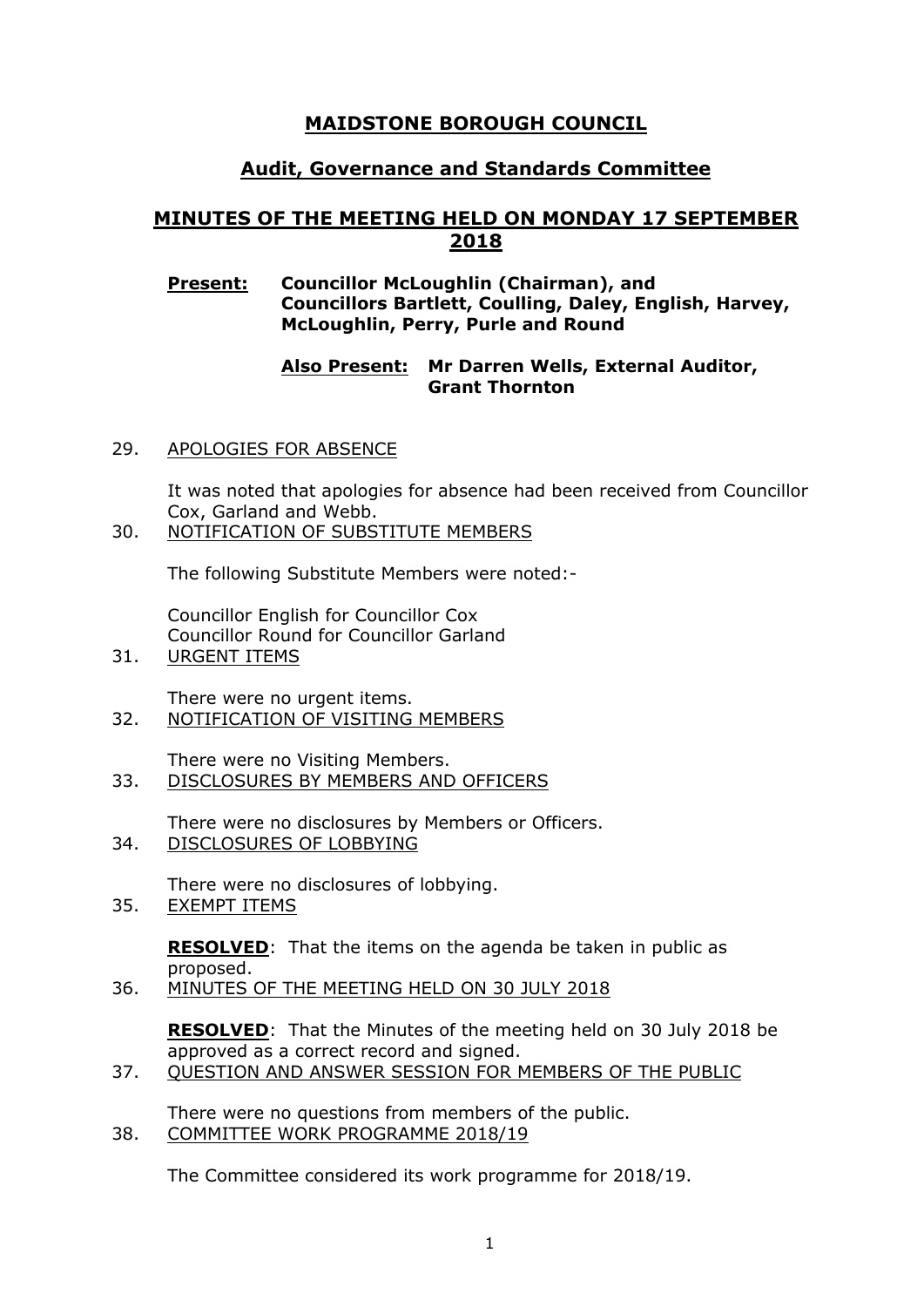# MAIDSTONE BOROUGH COUNCIL

## Audit, Governance and Standards Committee

## MINUTES OF THE MEETING HELD ON MONDAY 17 SEPTEMBER 2018

**Present:** **Councillor McLoughlin (Chairman), and Councillors Bartlett, Coulling, Daley, English, Harvey, McLoughlin, Perry, Purle and Round**

**Also Present:** **Mr Darren Wells, External Auditor, Grant Thornton**

29. APOLOGIES FOR ABSENCE

    It was noted that apologies for absence had been received from Councillor Cox, Garland and Webb.

30. NOTIFICATION OF SUBSTITUTE MEMBERS

    The following Substitute Members were noted:-

    Councillor English for Councillor Cox
    Councillor Round for Councillor Garland

31. URGENT ITEMS

    There were no urgent items.

32. NOTIFICATION OF VISITING MEMBERS

    There were no Visiting Members.

33. DISCLOSURES BY MEMBERS AND OFFICERS

    There were no disclosures by Members or Officers.

34. DISCLOSURES OF LOBBYING

    There were no disclosures of lobbying.

35. EXEMPT ITEMS

    **RESOLVED**: That the items on the agenda be taken in public as proposed.

36. MINUTES OF THE MEETING HELD ON 30 JULY 2018

    **RESOLVED**: That the Minutes of the meeting held on 30 July 2018 be approved as a correct record and signed.

37. QUESTION AND ANSWER SESSION FOR MEMBERS OF THE PUBLIC

    There were no questions from members of the public.

38. COMMITTEE WORK PROGRAMME 2018/19

    The Committee considered its work programme for 2018/19.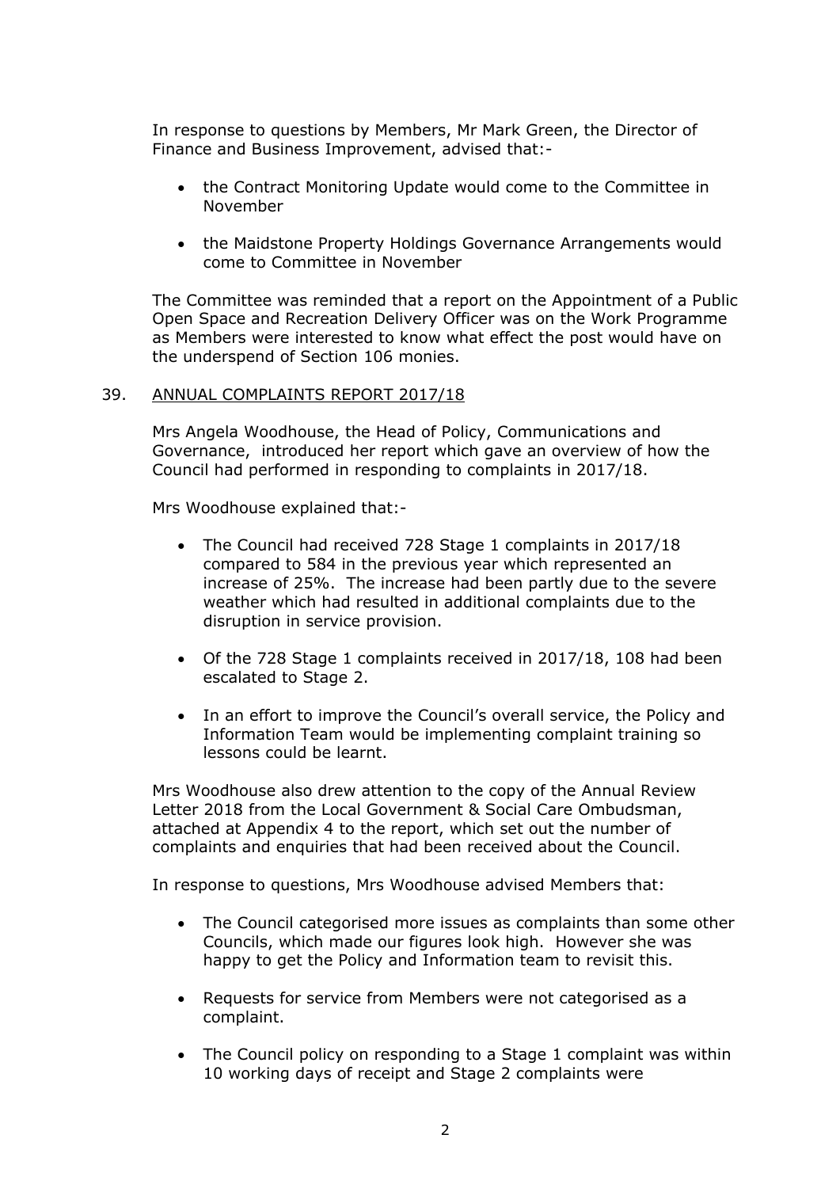In response to questions by Members, Mr Mark Green, the Director of Finance and Business Improvement, advised that:-

- the Contract Monitoring Update would come to the Committee in November

- the Maidstone Property Holdings Governance Arrangements would come to Committee in November

The Committee was reminded that a report on the Appointment of a Public Open Space and Recreation Delivery Officer was on the Work Programme as Members were interested to know what effect the post would have on the underspend of Section 106 monies.

39. <u>ANNUAL COMPLAINTS REPORT 2017/18</u>

Mrs Angela Woodhouse, the Head of Policy, Communications and Governance, introduced her report which gave an overview of how the Council had performed in responding to complaints in 2017/18.

Mrs Woodhouse explained that:-

- The Council had received 728 Stage 1 complaints in 2017/18 compared to 584 in the previous year which represented an increase of 25%. The increase had been partly due to the severe weather which had resulted in additional complaints due to the disruption in service provision.

- Of the 728 Stage 1 complaints received in 2017/18, 108 had been escalated to Stage 2.

- In an effort to improve the Council's overall service, the Policy and Information Team would be implementing complaint training so lessons could be learnt.

Mrs Woodhouse also drew attention to the copy of the Annual Review Letter 2018 from the Local Government & Social Care Ombudsman, attached at Appendix 4 to the report, which set out the number of complaints and enquiries that had been received about the Council.

In response to questions, Mrs Woodhouse advised Members that:

- The Council categorised more issues as complaints than some other Councils, which made our figures look high. However she was happy to get the Policy and Information team to revisit this.

- Requests for service from Members were not categorised as a complaint.

- The Council policy on responding to a Stage 1 complaint was within 10 working days of receipt and Stage 2 complaints were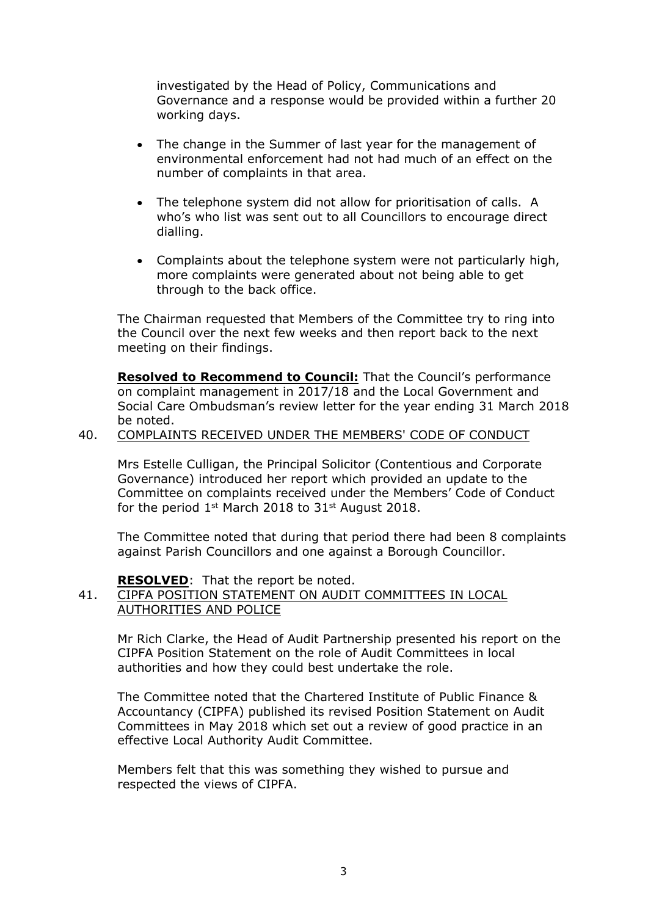investigated by the Head of Policy, Communications and Governance and a response would be provided within a further 20 working days.

- The change in the Summer of last year for the management of environmental enforcement had not had much of an effect on the number of complaints in that area.
- The telephone system did not allow for prioritisation of calls. A who's who list was sent out to all Councillors to encourage direct dialling.
- Complaints about the telephone system were not particularly high, more complaints were generated about not being able to get through to the back office.

The Chairman requested that Members of the Committee try to ring into the Council over the next few weeks and then report back to the next meeting on their findings.

**Resolved to Recommend to Council:** That the Council's performance on complaint management in 2017/18 and the Local Government and Social Care Ombudsman's review letter for the year ending 31 March 2018 be noted.

40. COMPLAINTS RECEIVED UNDER THE MEMBERS' CODE OF CONDUCT

Mrs Estelle Culligan, the Principal Solicitor (Contentious and Corporate Governance) introduced her report which provided an update to the Committee on complaints received under the Members' Code of Conduct for the period 1st March 2018 to 31st August 2018.

The Committee noted that during that period there had been 8 complaints against Parish Councillors and one against a Borough Councillor.

**RESOLVED**: That the report be noted.

41. CIPFA POSITION STATEMENT ON AUDIT COMMITTEES IN LOCAL AUTHORITIES AND POLICE

Mr Rich Clarke, the Head of Audit Partnership presented his report on the CIPFA Position Statement on the role of Audit Committees in local authorities and how they could best undertake the role.

The Committee noted that the Chartered Institute of Public Finance & Accountancy (CIPFA) published its revised Position Statement on Audit Committees in May 2018 which set out a review of good practice in an effective Local Authority Audit Committee.

Members felt that this was something they wished to pursue and respected the views of CIPFA.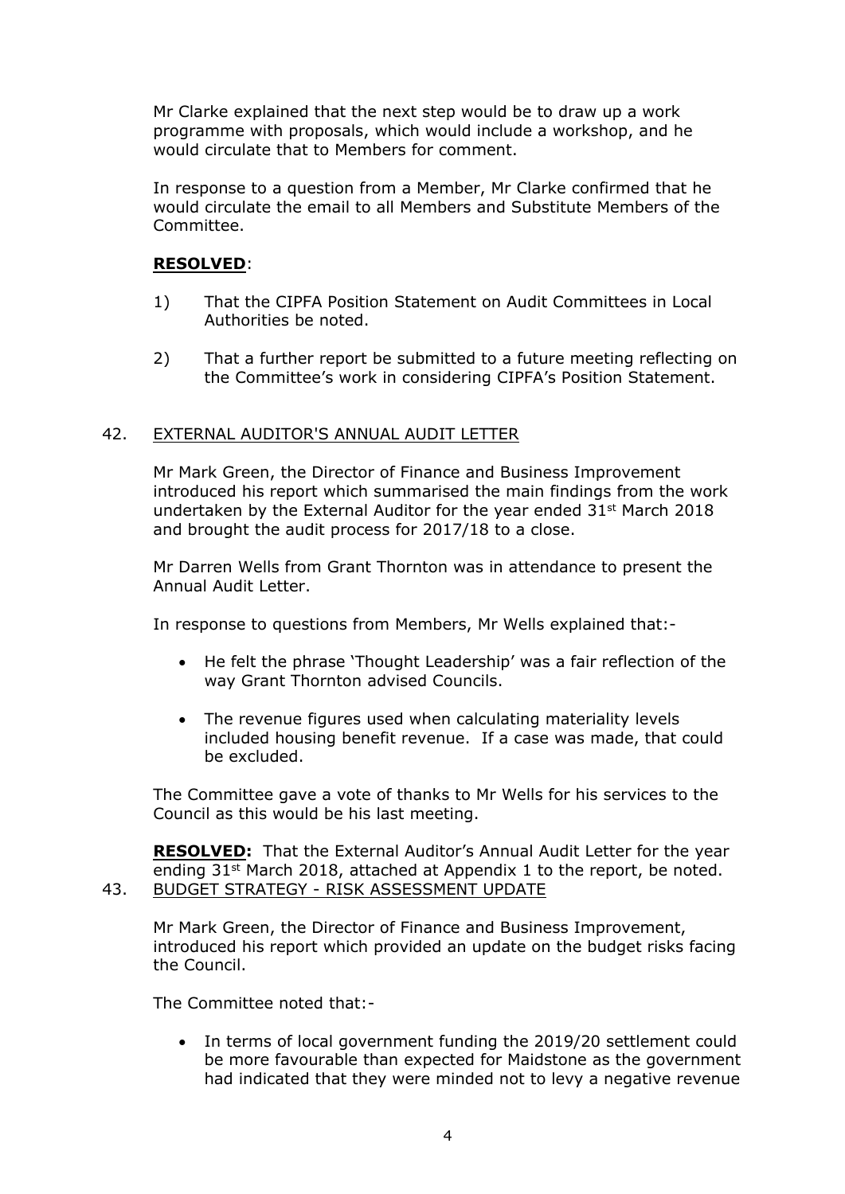Mr Clarke explained that the next step would be to draw up a work programme with proposals, which would include a workshop, and he would circulate that to Members for comment.

In response to a question from a Member, Mr Clarke confirmed that he would circulate the email to all Members and Substitute Members of the Committee.

**RESOLVED**:

1) That the CIPFA Position Statement on Audit Committees in Local Authorities be noted.

2) That a further report be submitted to a future meeting reflecting on the Committee's work in considering CIPFA's Position Statement.

## 42. EXTERNAL AUDITOR'S ANNUAL AUDIT LETTER

Mr Mark Green, the Director of Finance and Business Improvement introduced his report which summarised the main findings from the work undertaken by the External Auditor for the year ended 31st March 2018 and brought the audit process for 2017/18 to a close.

Mr Darren Wells from Grant Thornton was in attendance to present the Annual Audit Letter.

In response to questions from Members, Mr Wells explained that:-

- He felt the phrase 'Thought Leadership' was a fair reflection of the way Grant Thornton advised Councils.
- The revenue figures used when calculating materiality levels included housing benefit revenue. If a case was made, that could be excluded.

The Committee gave a vote of thanks to Mr Wells for his services to the Council as this would be his last meeting.

**RESOLVED:** That the External Auditor's Annual Audit Letter for the year ending 31st March 2018, attached at Appendix 1 to the report, be noted.

## 43. BUDGET STRATEGY - RISK ASSESSMENT UPDATE

Mr Mark Green, the Director of Finance and Business Improvement, introduced his report which provided an update on the budget risks facing the Council.

The Committee noted that:-

- In terms of local government funding the 2019/20 settlement could be more favourable than expected for Maidstone as the government had indicated that they were minded not to levy a negative revenue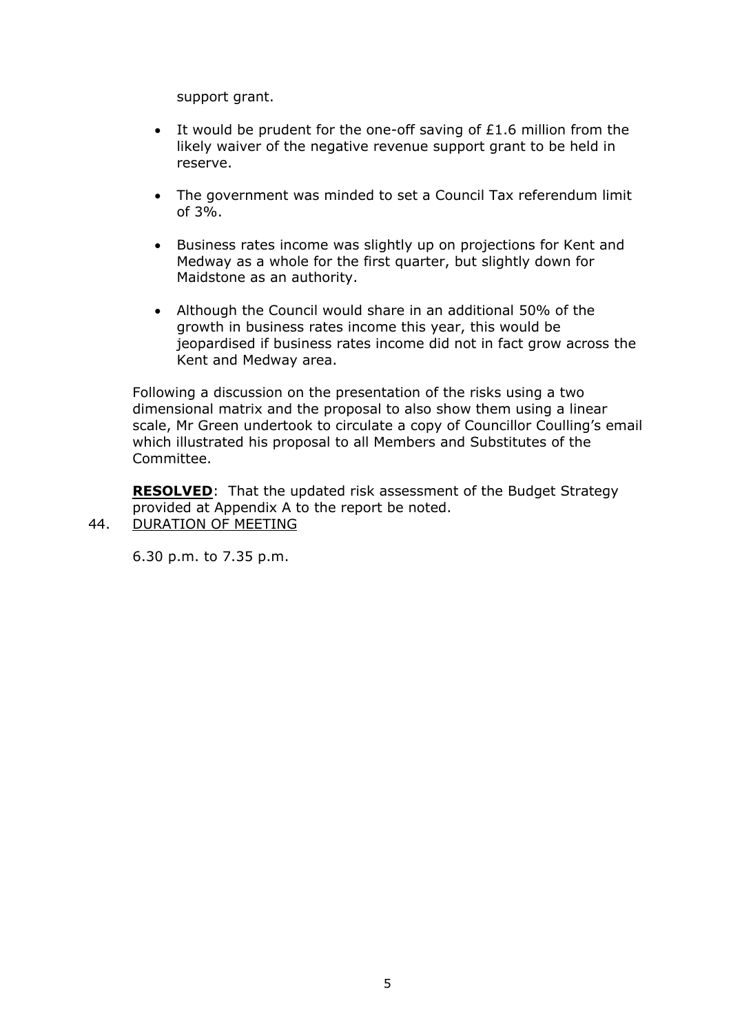support grant.

- It would be prudent for the one-off saving of £1.6 million from the likely waiver of the negative revenue support grant to be held in reserve.
- The government was minded to set a Council Tax referendum limit of 3%.
- Business rates income was slightly up on projections for Kent and Medway as a whole for the first quarter, but slightly down for Maidstone as an authority.
- Although the Council would share in an additional 50% of the growth in business rates income this year, this would be jeopardised if business rates income did not in fact grow across the Kent and Medway area.

Following a discussion on the presentation of the risks using a two dimensional matrix and the proposal to also show them using a linear scale, Mr Green undertook to circulate a copy of Councillor Coulling's email which illustrated his proposal to all Members and Substitutes of the Committee.

**RESOLVED**: That the updated risk assessment of the Budget Strategy provided at Appendix A to the report be noted.

44. DURATION OF MEETING

6.30 p.m. to 7.35 p.m.